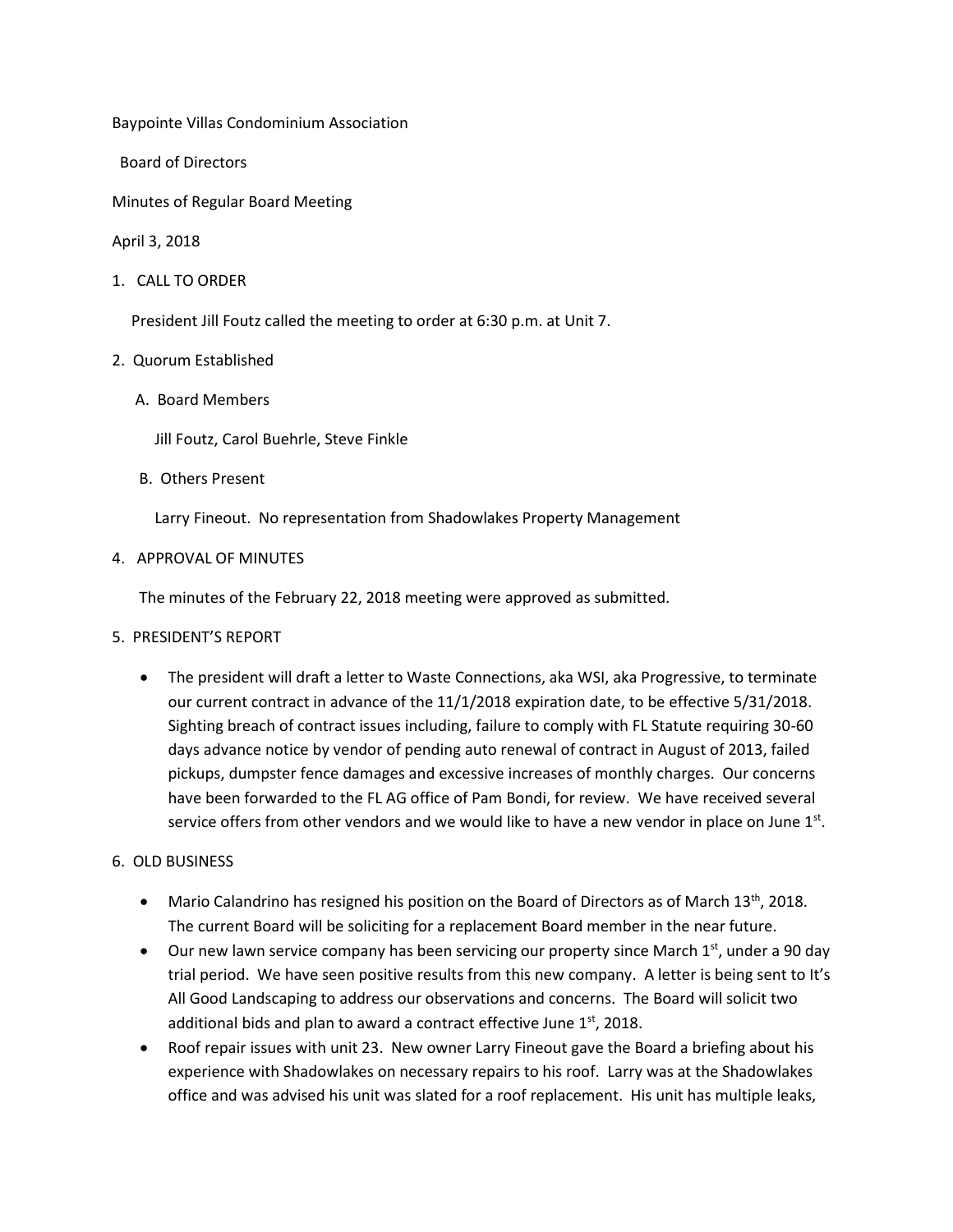Baypointe Villas Condominium Association

Board of Directors

Minutes of Regular Board Meeting

April 3, 2018

1. CALL TO ORDER

   President Jill Foutz called the meeting to order at 6:30 p.m. at Unit 7.

2. Quorum Established

   A. Board Members

      Jill Foutz, Carol Buehrle, Steve Finkle

   B. Others Present

      Larry Fineout. No representation from Shadowlakes Property Management

4. APPROVAL OF MINUTES

   The minutes of the February 22, 2018 meeting were approved as submitted.

5. PRESIDENT'S REPORT

   - The president will draft a letter to Waste Connections, aka WSI, aka Progressive, to terminate our current contract in advance of the 11/1/2018 expiration date, to be effective 5/31/2018. Sighting breach of contract issues including, failure to comply with FL Statute requiring 30-60 days advance notice by vendor of pending auto renewal of contract in August of 2013, failed pickups, dumpster fence damages and excessive increases of monthly charges. Our concerns have been forwarded to the FL AG office of Pam Bondi, for review. We have received several service offers from other vendors and we would like to have a new vendor in place on June 1st.

6. OLD BUSINESS

   - Mario Calandrino has resigned his position on the Board of Directors as of March 13th, 2018. The current Board will be soliciting for a replacement Board member in the near future.
   - Our new lawn service company has been servicing our property since March 1st, under a 90 day trial period. We have seen positive results from this new company. A letter is being sent to It's All Good Landscaping to address our observations and concerns. The Board will solicit two additional bids and plan to award a contract effective June 1st, 2018.
   - Roof repair issues with unit 23. New owner Larry Fineout gave the Board a briefing about his experience with Shadowlakes on necessary repairs to his roof. Larry was at the Shadowlakes office and was advised his unit was slated for a roof replacement. His unit has multiple leaks,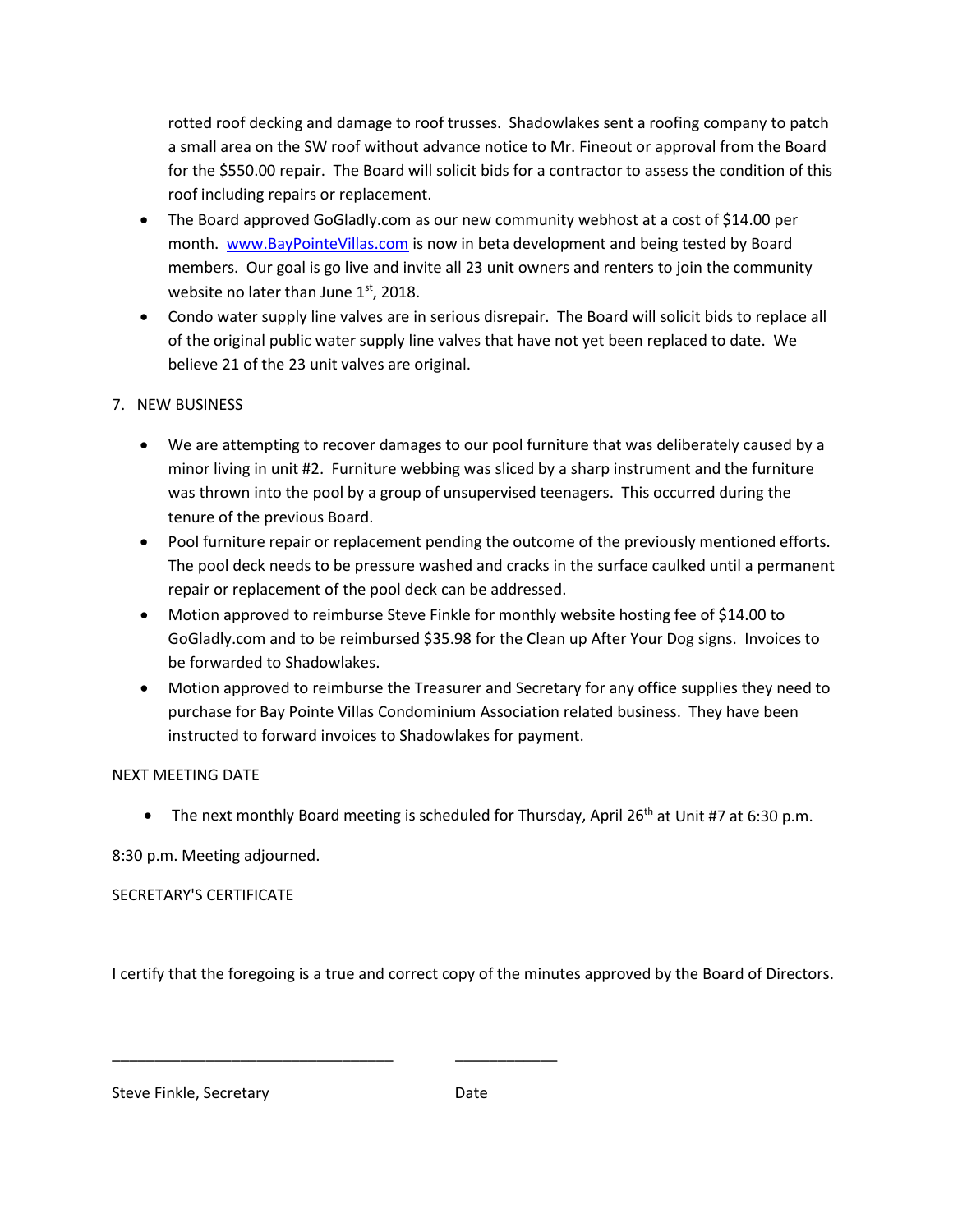rotted roof decking and damage to roof trusses. Shadowlakes sent a roofing company to patch a small area on the SW roof without advance notice to Mr. Fineout or approval from the Board for the $550.00 repair. The Board will solicit bids for a contractor to assess the condition of this roof including repairs or replacement.

- The Board approved GoGladly.com as our new community webhost at a cost of $14.00 per month. www.BayPointeVillas.com is now in beta development and being tested by Board members. Our goal is go live and invite all 23 unit owners and renters to join the community website no later than June 1st, 2018.
- Condo water supply line valves are in serious disrepair. The Board will solicit bids to replace all of the original public water supply line valves that have not yet been replaced to date. We believe 21 of the 23 unit valves are original.

7. NEW BUSINESS

- We are attempting to recover damages to our pool furniture that was deliberately caused by a minor living in unit #2. Furniture webbing was sliced by a sharp instrument and the furniture was thrown into the pool by a group of unsupervised teenagers. This occurred during the tenure of the previous Board.
- Pool furniture repair or replacement pending the outcome of the previously mentioned efforts. The pool deck needs to be pressure washed and cracks in the surface caulked until a permanent repair or replacement of the pool deck can be addressed.
- Motion approved to reimburse Steve Finkle for monthly website hosting fee of $14.00 to GoGladly.com and to be reimbursed $35.98 for the Clean up After Your Dog signs. Invoices to be forwarded to Shadowlakes.
- Motion approved to reimburse the Treasurer and Secretary for any office supplies they need to purchase for Bay Pointe Villas Condominium Association related business. They have been instructed to forward invoices to Shadowlakes for payment.

NEXT MEETING DATE

- The next monthly Board meeting is scheduled for Thursday, April 26th at Unit #7 at 6:30 p.m.

8:30 p.m. Meeting adjourned.

SECRETARY'S CERTIFICATE

I certify that the foregoing is a true and correct copy of the minutes approved by the Board of Directors.

________________________________ ____________

Steve Finkle, Secretary Date